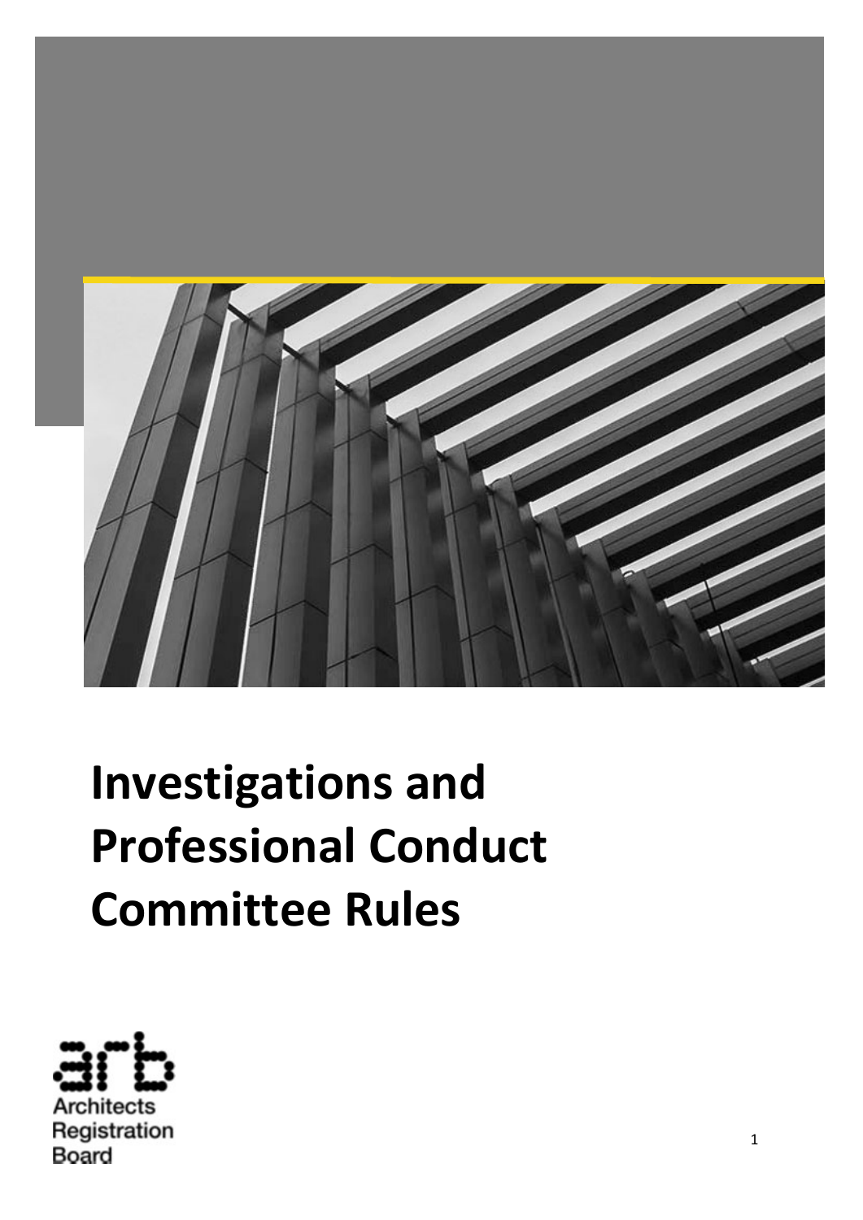# Investigations and Professional Conduct Committee Rules

Architects Registration Board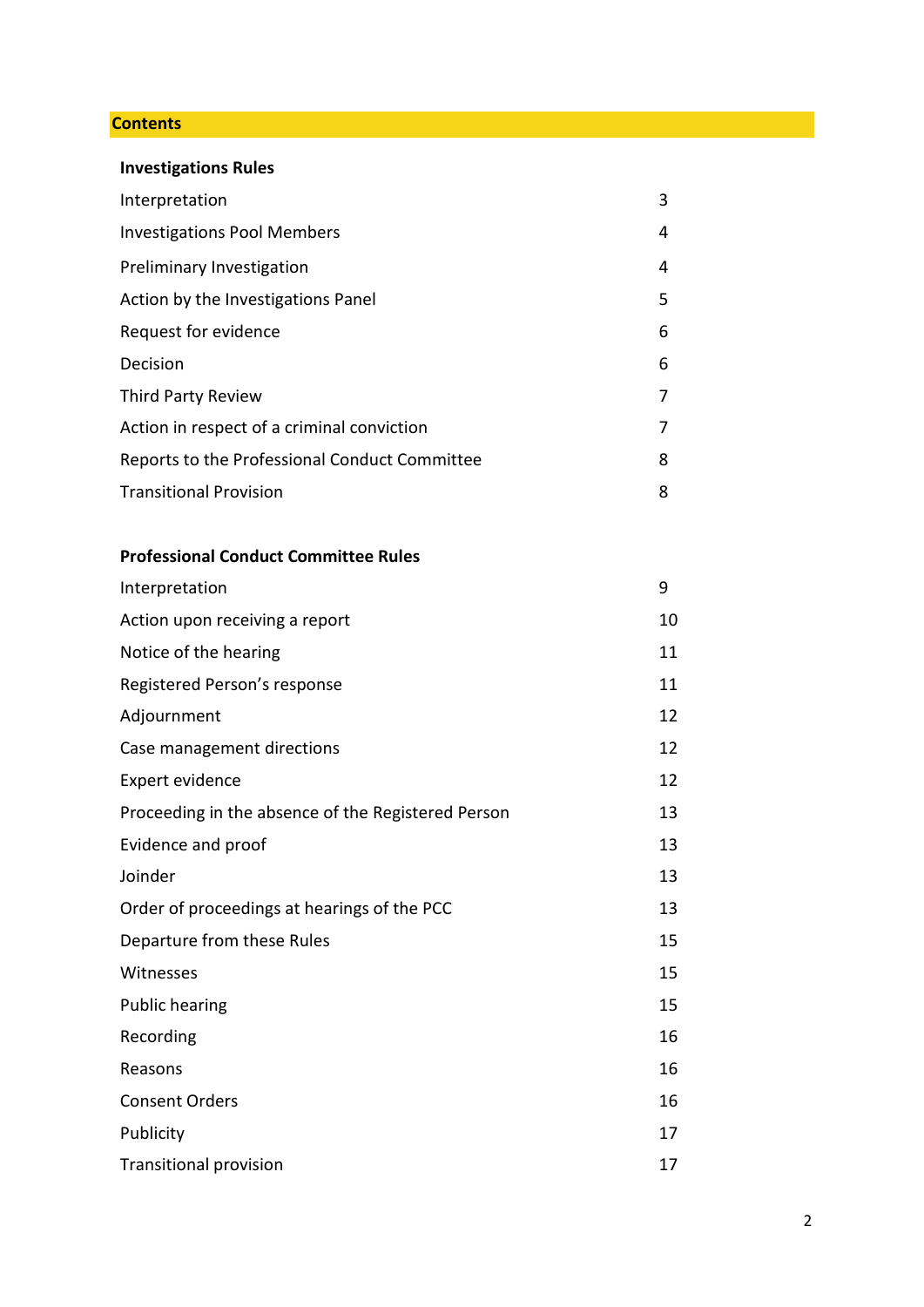## Contents

### Investigations Rules

| | |
|---|---|
| Interpretation | 3 |
| Investigations Pool Members | 4 |
| Preliminary Investigation | 4 |
| Action by the Investigations Panel | 5 |
| Request for evidence | 6 |
| Decision | 6 |
| Third Party Review | 7 |
| Action in respect of a criminal conviction | 7 |
| Reports to the Professional Conduct Committee | 8 |
| Transitional Provision | 8 |

### Professional Conduct Committee Rules

| | |
|---|---|
| Interpretation | 9 |
| Action upon receiving a report | 10 |
| Notice of the hearing | 11 |
| Registered Person's response | 11 |
| Adjournment | 12 |
| Case management directions | 12 |
| Expert evidence | 12 |
| Proceeding in the absence of the Registered Person | 13 |
| Evidence and proof | 13 |
| Joinder | 13 |
| Order of proceedings at hearings of the PCC | 13 |
| Departure from these Rules | 15 |
| Witnesses | 15 |
| Public hearing | 15 |
| Recording | 16 |
| Reasons | 16 |
| Consent Orders | 16 |
| Publicity | 17 |
| Transitional provision | 17 |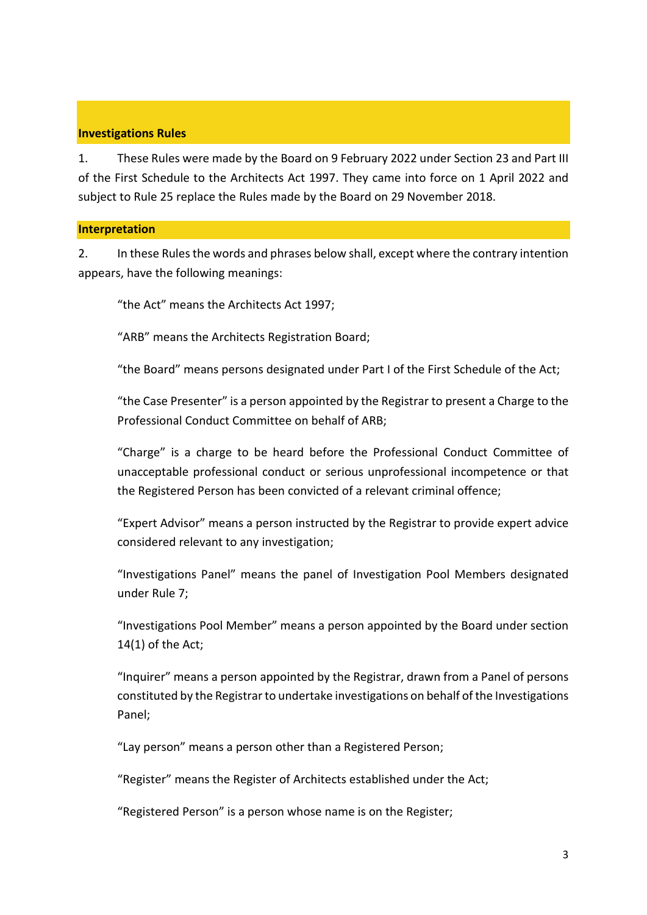## Investigations Rules

1. These Rules were made by the Board on 9 February 2022 under Section 23 and Part III of the First Schedule to the Architects Act 1997. They came into force on 1 April 2022 and subject to Rule 25 replace the Rules made by the Board on 29 November 2018.

## Interpretation

2. In these Rules the words and phrases below shall, except where the contrary intention appears, have the following meanings:

"the Act" means the Architects Act 1997;

"ARB" means the Architects Registration Board;

"the Board" means persons designated under Part I of the First Schedule of the Act;

"the Case Presenter" is a person appointed by the Registrar to present a Charge to the Professional Conduct Committee on behalf of ARB;

"Charge" is a charge to be heard before the Professional Conduct Committee of unacceptable professional conduct or serious unprofessional incompetence or that the Registered Person has been convicted of a relevant criminal offence;

"Expert Advisor" means a person instructed by the Registrar to provide expert advice considered relevant to any investigation;

"Investigations Panel" means the panel of Investigation Pool Members designated under Rule 7;

"Investigations Pool Member" means a person appointed by the Board under section 14(1) of the Act;

"Inquirer" means a person appointed by the Registrar, drawn from a Panel of persons constituted by the Registrar to undertake investigations on behalf of the Investigations Panel;

"Lay person" means a person other than a Registered Person;

"Register" means the Register of Architects established under the Act;

"Registered Person" is a person whose name is on the Register;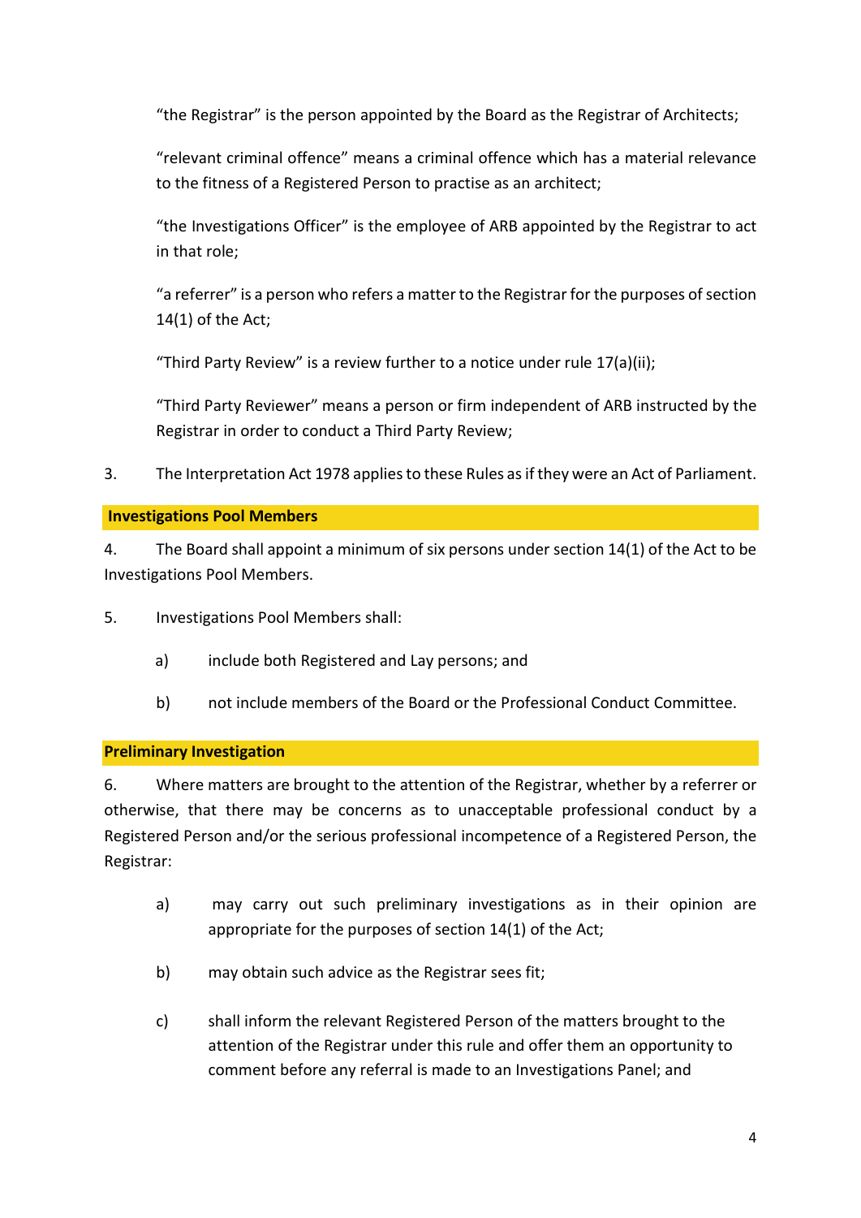"the Registrar" is the person appointed by the Board as the Registrar of Architects;

"relevant criminal offence" means a criminal offence which has a material relevance to the fitness of a Registered Person to practise as an architect;

"the Investigations Officer" is the employee of ARB appointed by the Registrar to act in that role;

"a referrer" is a person who refers a matter to the Registrar for the purposes of section 14(1) of the Act;

"Third Party Review" is a review further to a notice under rule 17(a)(ii);

"Third Party Reviewer" means a person or firm independent of ARB instructed by the Registrar in order to conduct a Third Party Review;

3. The Interpretation Act 1978 applies to these Rules as if they were an Act of Parliament.

## Investigations Pool Members

4. The Board shall appoint a minimum of six persons under section 14(1) of the Act to be Investigations Pool Members.

5. Investigations Pool Members shall:

   a) include both Registered and Lay persons; and

   b) not include members of the Board or the Professional Conduct Committee.

## Preliminary Investigation

6. Where matters are brought to the attention of the Registrar, whether by a referrer or otherwise, that there may be concerns as to unacceptable professional conduct by a Registered Person and/or the serious professional incompetence of a Registered Person, the Registrar:

   a) may carry out such preliminary investigations as in their opinion are appropriate for the purposes of section 14(1) of the Act;

   b) may obtain such advice as the Registrar sees fit;

   c) shall inform the relevant Registered Person of the matters brought to the attention of the Registrar under this rule and offer them an opportunity to comment before any referral is made to an Investigations Panel; and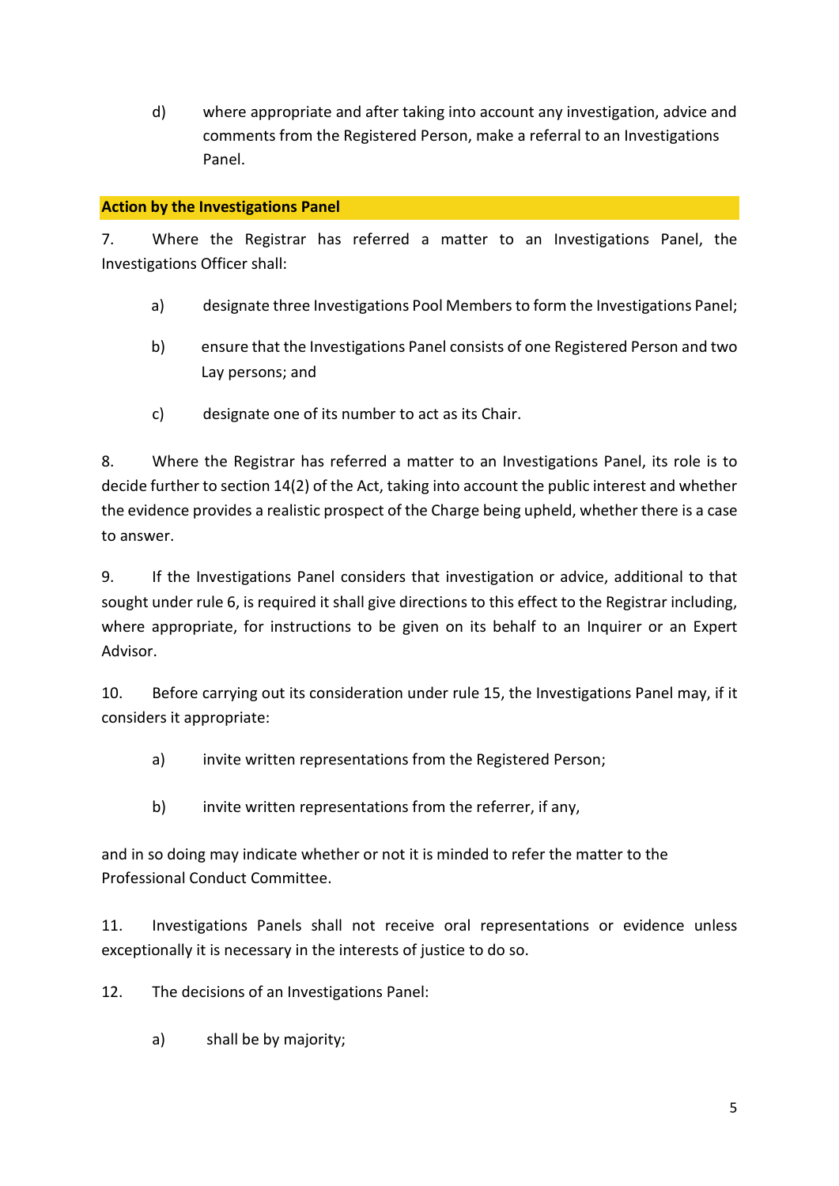d) where appropriate and after taking into account any investigation, advice and comments from the Registered Person, make a referral to an Investigations Panel.

**Action by the Investigations Panel**

7. Where the Registrar has referred a matter to an Investigations Panel, the Investigations Officer shall:

a) designate three Investigations Pool Members to form the Investigations Panel;

b) ensure that the Investigations Panel consists of one Registered Person and two Lay persons; and

c) designate one of its number to act as its Chair.

8. Where the Registrar has referred a matter to an Investigations Panel, its role is to decide further to section 14(2) of the Act, taking into account the public interest and whether the evidence provides a realistic prospect of the Charge being upheld, whether there is a case to answer.

9. If the Investigations Panel considers that investigation or advice, additional to that sought under rule 6, is required it shall give directions to this effect to the Registrar including, where appropriate, for instructions to be given on its behalf to an Inquirer or an Expert Advisor.

10. Before carrying out its consideration under rule 15, the Investigations Panel may, if it considers it appropriate:

a) invite written representations from the Registered Person;

b) invite written representations from the referrer, if any,

and in so doing may indicate whether or not it is minded to refer the matter to the Professional Conduct Committee.

11. Investigations Panels shall not receive oral representations or evidence unless exceptionally it is necessary in the interests of justice to do so.

12. The decisions of an Investigations Panel:

a) shall be by majority;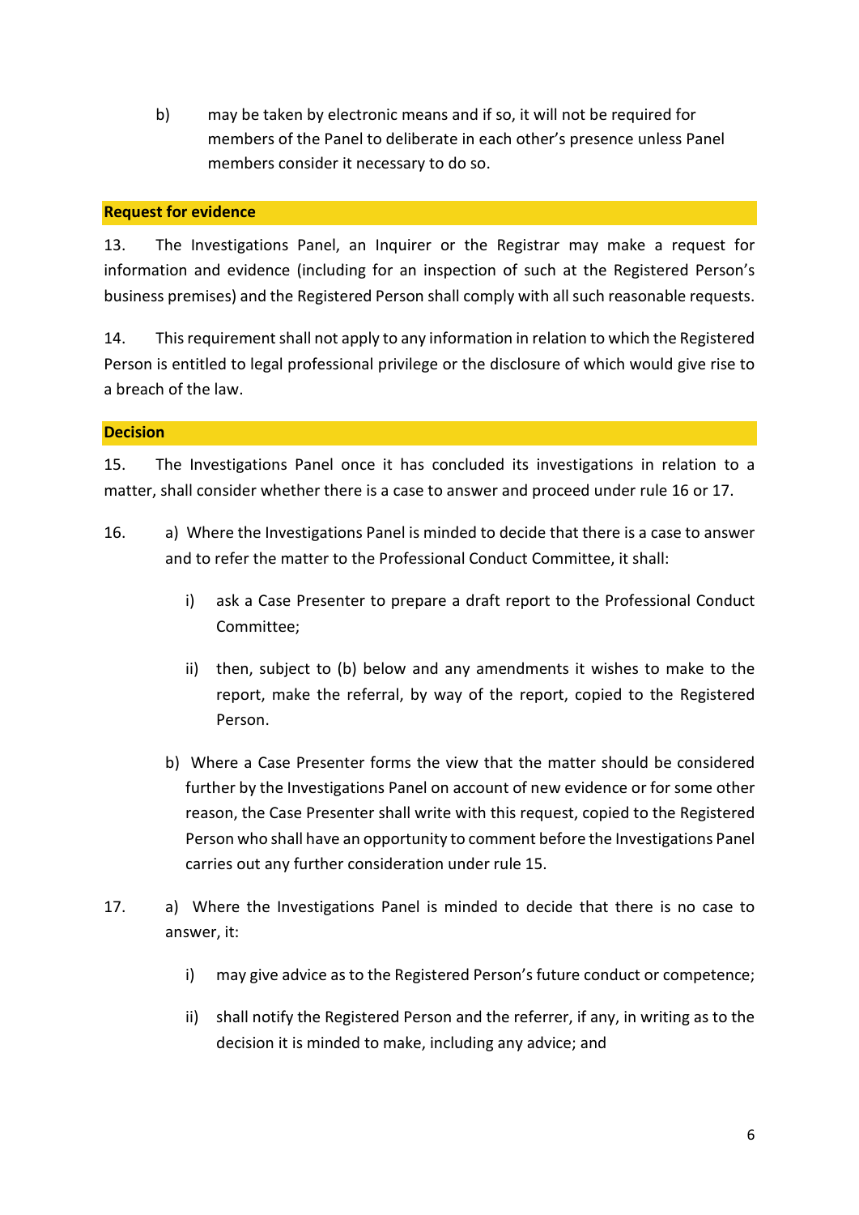b) may be taken by electronic means and if so, it will not be required for members of the Panel to deliberate in each other's presence unless Panel members consider it necessary to do so.

**Request for evidence**

13. The Investigations Panel, an Inquirer or the Registrar may make a request for information and evidence (including for an inspection of such at the Registered Person's business premises) and the Registered Person shall comply with all such reasonable requests.

14. This requirement shall not apply to any information in relation to which the Registered Person is entitled to legal professional privilege or the disclosure of which would give rise to a breach of the law.

**Decision**

15. The Investigations Panel once it has concluded its investigations in relation to a matter, shall consider whether there is a case to answer and proceed under rule 16 or 17.

16. a) Where the Investigations Panel is minded to decide that there is a case to answer and to refer the matter to the Professional Conduct Committee, it shall:

   i) ask a Case Presenter to prepare a draft report to the Professional Conduct Committee;

   ii) then, subject to (b) below and any amendments it wishes to make to the report, make the referral, by way of the report, copied to the Registered Person.

   b) Where a Case Presenter forms the view that the matter should be considered further by the Investigations Panel on account of new evidence or for some other reason, the Case Presenter shall write with this request, copied to the Registered Person who shall have an opportunity to comment before the Investigations Panel carries out any further consideration under rule 15.

17. a) Where the Investigations Panel is minded to decide that there is no case to answer, it:

   i) may give advice as to the Registered Person's future conduct or competence;

   ii) shall notify the Registered Person and the referrer, if any, in writing as to the decision it is minded to make, including any advice; and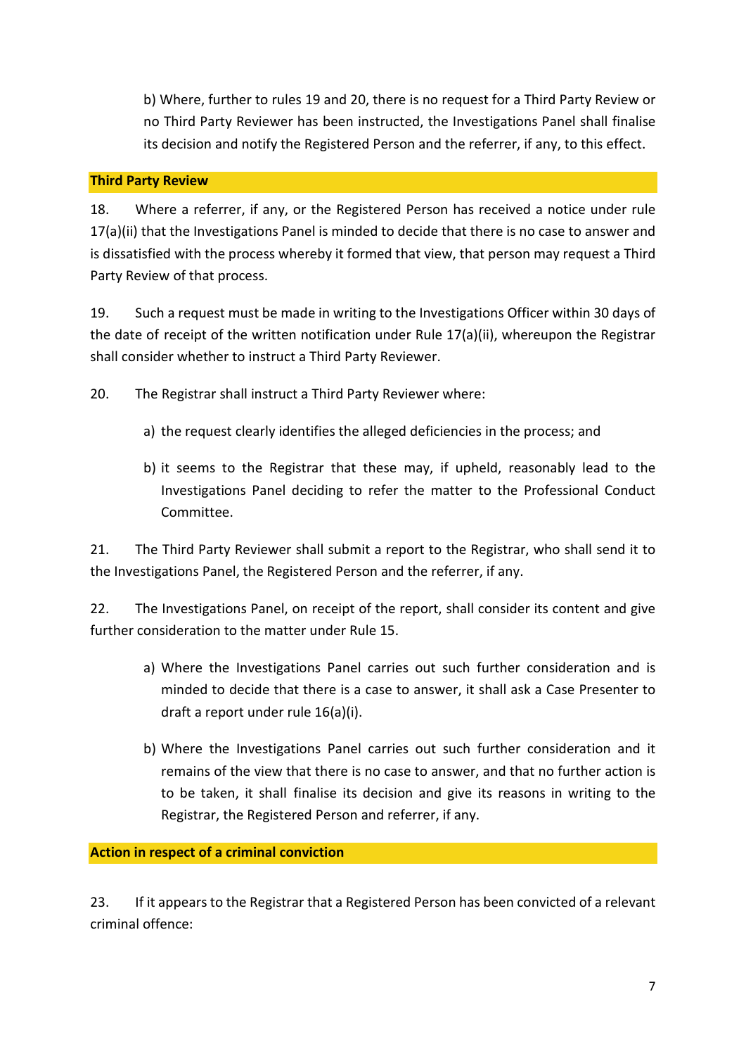b) Where, further to rules 19 and 20, there is no request for a Third Party Review or no Third Party Reviewer has been instructed, the Investigations Panel shall finalise its decision and notify the Registered Person and the referrer, if any, to this effect.

## Third Party Review

18. Where a referrer, if any, or the Registered Person has received a notice under rule 17(a)(ii) that the Investigations Panel is minded to decide that there is no case to answer and is dissatisfied with the process whereby it formed that view, that person may request a Third Party Review of that process.

19. Such a request must be made in writing to the Investigations Officer within 30 days of the date of receipt of the written notification under Rule 17(a)(ii), whereupon the Registrar shall consider whether to instruct a Third Party Reviewer.

20. The Registrar shall instruct a Third Party Reviewer where:

a) the request clearly identifies the alleged deficiencies in the process; and

b) it seems to the Registrar that these may, if upheld, reasonably lead to the Investigations Panel deciding to refer the matter to the Professional Conduct Committee.

21. The Third Party Reviewer shall submit a report to the Registrar, who shall send it to the Investigations Panel, the Registered Person and the referrer, if any.

22. The Investigations Panel, on receipt of the report, shall consider its content and give further consideration to the matter under Rule 15.

a) Where the Investigations Panel carries out such further consideration and is minded to decide that there is a case to answer, it shall ask a Case Presenter to draft a report under rule 16(a)(i).

b) Where the Investigations Panel carries out such further consideration and it remains of the view that there is no case to answer, and that no further action is to be taken, it shall finalise its decision and give its reasons in writing to the Registrar, the Registered Person and referrer, if any.

## Action in respect of a criminal conviction

23. If it appears to the Registrar that a Registered Person has been convicted of a relevant criminal offence: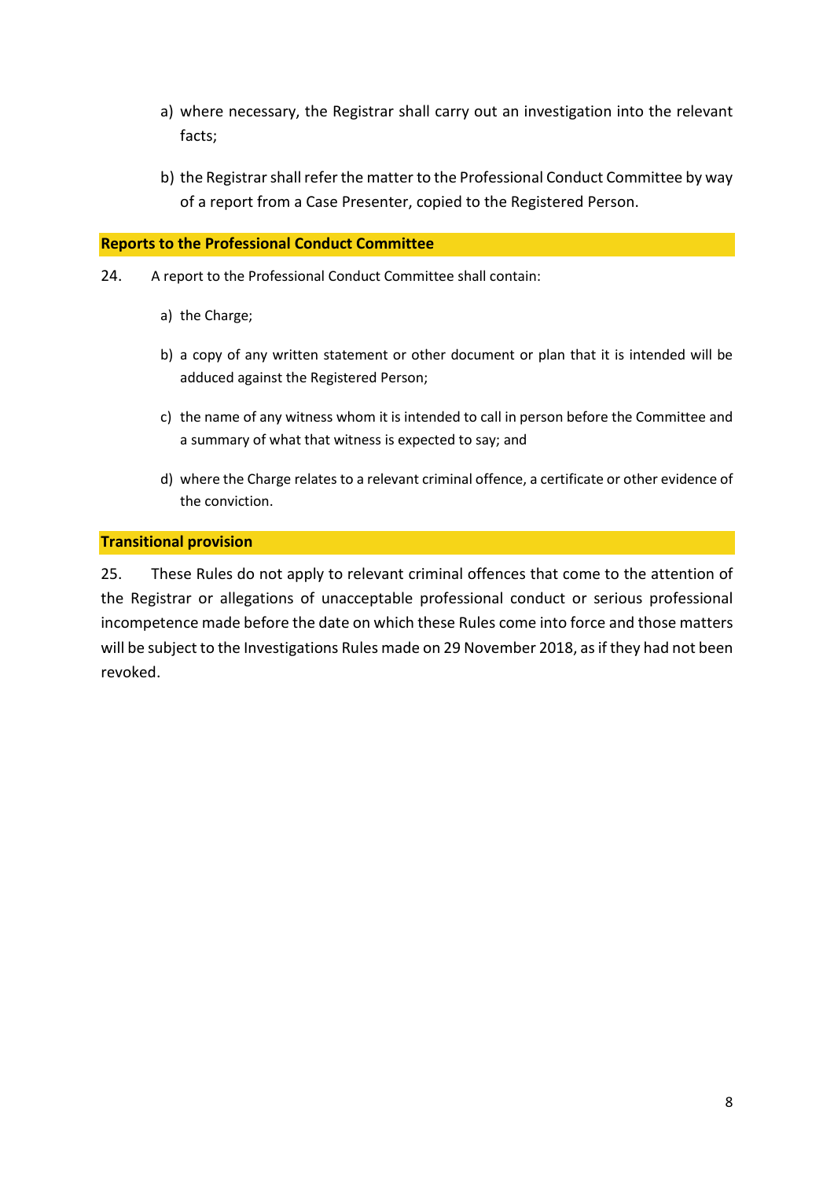a) where necessary, the Registrar shall carry out an investigation into the relevant facts;

b) the Registrar shall refer the matter to the Professional Conduct Committee by way of a report from a Case Presenter, copied to the Registered Person.

### Reports to the Professional Conduct Committee

24. A report to the Professional Conduct Committee shall contain:

a) the Charge;

b) a copy of any written statement or other document or plan that it is intended will be adduced against the Registered Person;

c) the name of any witness whom it is intended to call in person before the Committee and a summary of what that witness is expected to say; and

d) where the Charge relates to a relevant criminal offence, a certificate or other evidence of the conviction.

### Transitional provision

25. These Rules do not apply to relevant criminal offences that come to the attention of the Registrar or allegations of unacceptable professional conduct or serious professional incompetence made before the date on which these Rules come into force and those matters will be subject to the Investigations Rules made on 29 November 2018, as if they had not been revoked.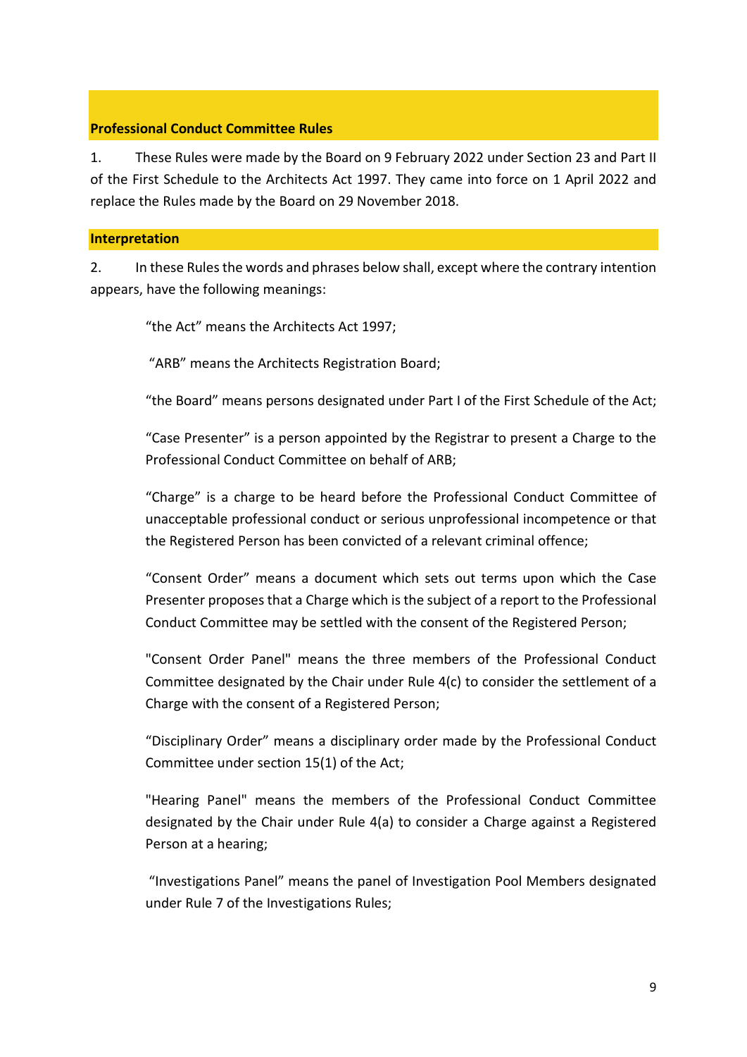## Professional Conduct Committee Rules

1. These Rules were made by the Board on 9 February 2022 under Section 23 and Part II of the First Schedule to the Architects Act 1997. They came into force on 1 April 2022 and replace the Rules made by the Board on 29 November 2018.

## Interpretation

2. In these Rules the words and phrases below shall, except where the contrary intention appears, have the following meanings:

“the Act” means the Architects Act 1997;

“ARB” means the Architects Registration Board;

“the Board” means persons designated under Part I of the First Schedule of the Act;

“Case Presenter” is a person appointed by the Registrar to present a Charge to the Professional Conduct Committee on behalf of ARB;

“Charge” is a charge to be heard before the Professional Conduct Committee of unacceptable professional conduct or serious unprofessional incompetence or that the Registered Person has been convicted of a relevant criminal offence;

“Consent Order” means a document which sets out terms upon which the Case Presenter proposes that a Charge which is the subject of a report to the Professional Conduct Committee may be settled with the consent of the Registered Person;

"Consent Order Panel" means the three members of the Professional Conduct Committee designated by the Chair under Rule 4(c) to consider the settlement of a Charge with the consent of a Registered Person;

“Disciplinary Order” means a disciplinary order made by the Professional Conduct Committee under section 15(1) of the Act;

"Hearing Panel" means the members of the Professional Conduct Committee designated by the Chair under Rule 4(a) to consider a Charge against a Registered Person at a hearing;

“Investigations Panel” means the panel of Investigation Pool Members designated under Rule 7 of the Investigations Rules;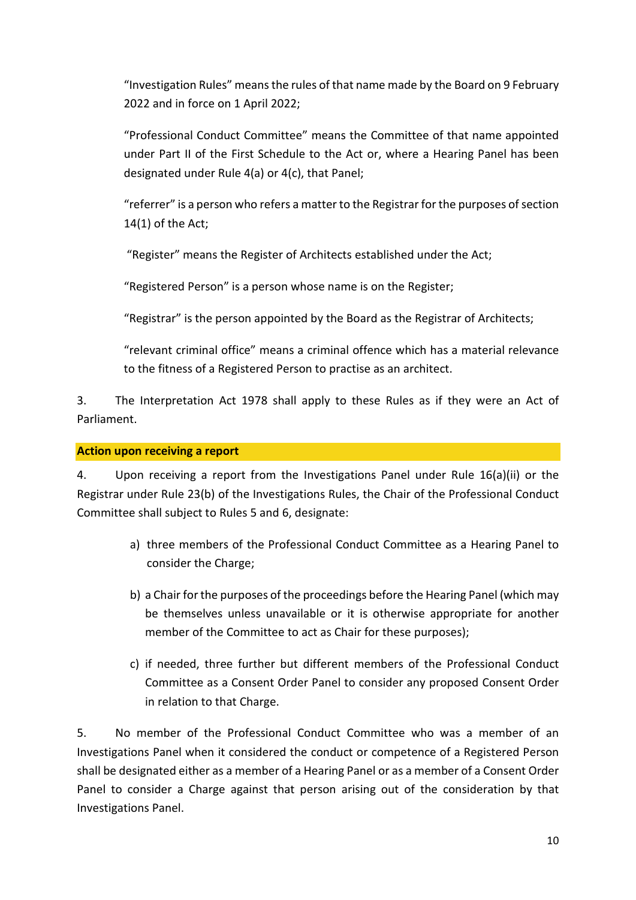"Investigation Rules" means the rules of that name made by the Board on 9 February 2022 and in force on 1 April 2022;

"Professional Conduct Committee" means the Committee of that name appointed under Part II of the First Schedule to the Act or, where a Hearing Panel has been designated under Rule 4(a) or 4(c), that Panel;

"referrer" is a person who refers a matter to the Registrar for the purposes of section 14(1) of the Act;

"Register" means the Register of Architects established under the Act;

"Registered Person" is a person whose name is on the Register;

"Registrar" is the person appointed by the Board as the Registrar of Architects;

"relevant criminal office" means a criminal offence which has a material relevance to the fitness of a Registered Person to practise as an architect.

3. The Interpretation Act 1978 shall apply to these Rules as if they were an Act of Parliament.

## Action upon receiving a report

4. Upon receiving a report from the Investigations Panel under Rule 16(a)(ii) or the Registrar under Rule 23(b) of the Investigations Rules, the Chair of the Professional Conduct Committee shall subject to Rules 5 and 6, designate:

a) three members of the Professional Conduct Committee as a Hearing Panel to consider the Charge;

b) a Chair for the purposes of the proceedings before the Hearing Panel (which may be themselves unless unavailable or it is otherwise appropriate for another member of the Committee to act as Chair for these purposes);

c) if needed, three further but different members of the Professional Conduct Committee as a Consent Order Panel to consider any proposed Consent Order in relation to that Charge.

5. No member of the Professional Conduct Committee who was a member of an Investigations Panel when it considered the conduct or competence of a Registered Person shall be designated either as a member of a Hearing Panel or as a member of a Consent Order Panel to consider a Charge against that person arising out of the consideration by that Investigations Panel.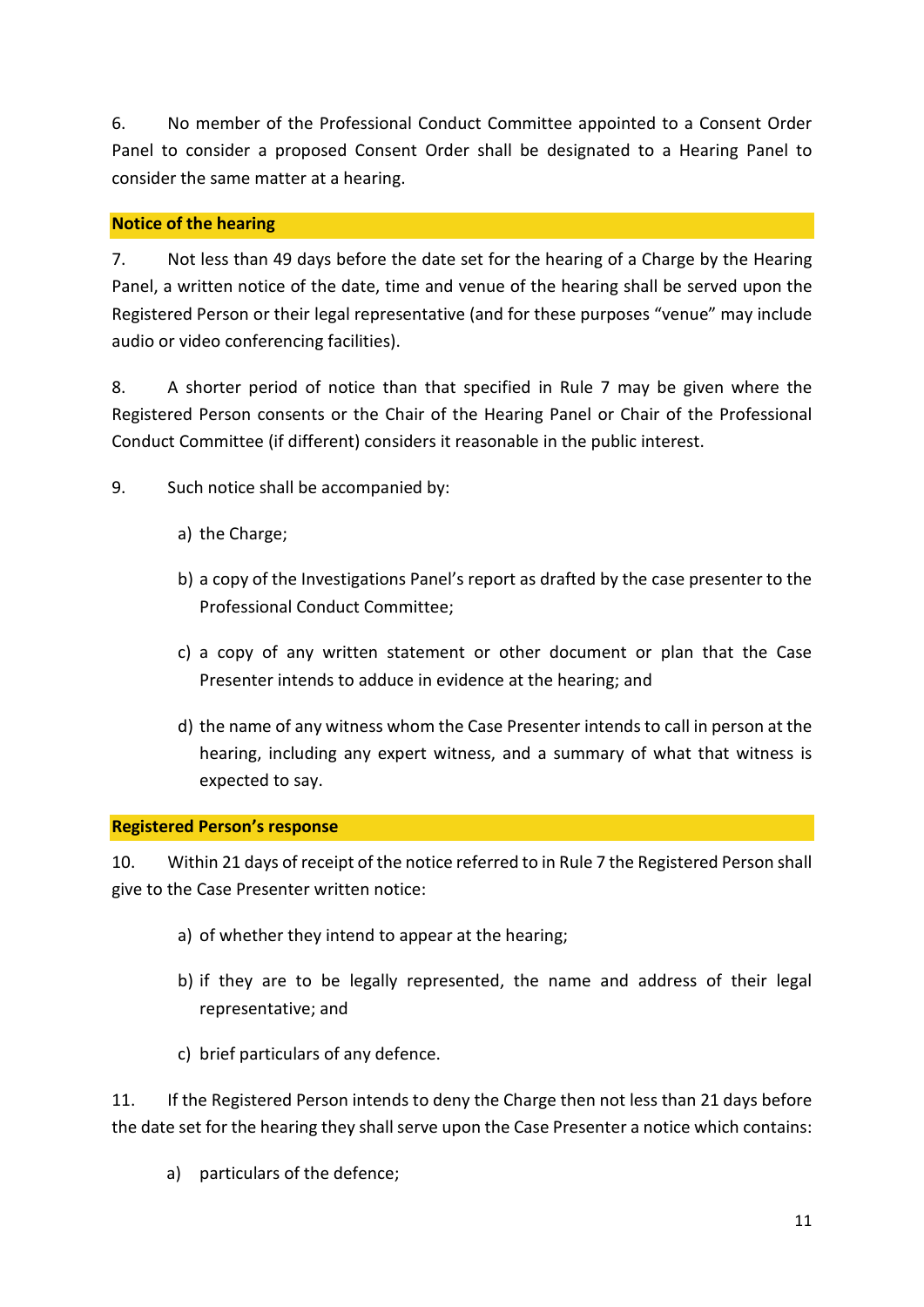6. No member of the Professional Conduct Committee appointed to a Consent Order Panel to consider a proposed Consent Order shall be designated to a Hearing Panel to consider the same matter at a hearing.

**Notice of the hearing**

7. Not less than 49 days before the date set for the hearing of a Charge by the Hearing Panel, a written notice of the date, time and venue of the hearing shall be served upon the Registered Person or their legal representative (and for these purposes "venue" may include audio or video conferencing facilities).

8. A shorter period of notice than that specified in Rule 7 may be given where the Registered Person consents or the Chair of the Hearing Panel or Chair of the Professional Conduct Committee (if different) considers it reasonable in the public interest.

9. Such notice shall be accompanied by:

a) the Charge;

b) a copy of the Investigations Panel's report as drafted by the case presenter to the Professional Conduct Committee;

c) a copy of any written statement or other document or plan that the Case Presenter intends to adduce in evidence at the hearing; and

d) the name of any witness whom the Case Presenter intends to call in person at the hearing, including any expert witness, and a summary of what that witness is expected to say.

**Registered Person's response**

10. Within 21 days of receipt of the notice referred to in Rule 7 the Registered Person shall give to the Case Presenter written notice:

a) of whether they intend to appear at the hearing;

b) if they are to be legally represented, the name and address of their legal representative; and

c) brief particulars of any defence.

11. If the Registered Person intends to deny the Charge then not less than 21 days before the date set for the hearing they shall serve upon the Case Presenter a notice which contains:

a) particulars of the defence;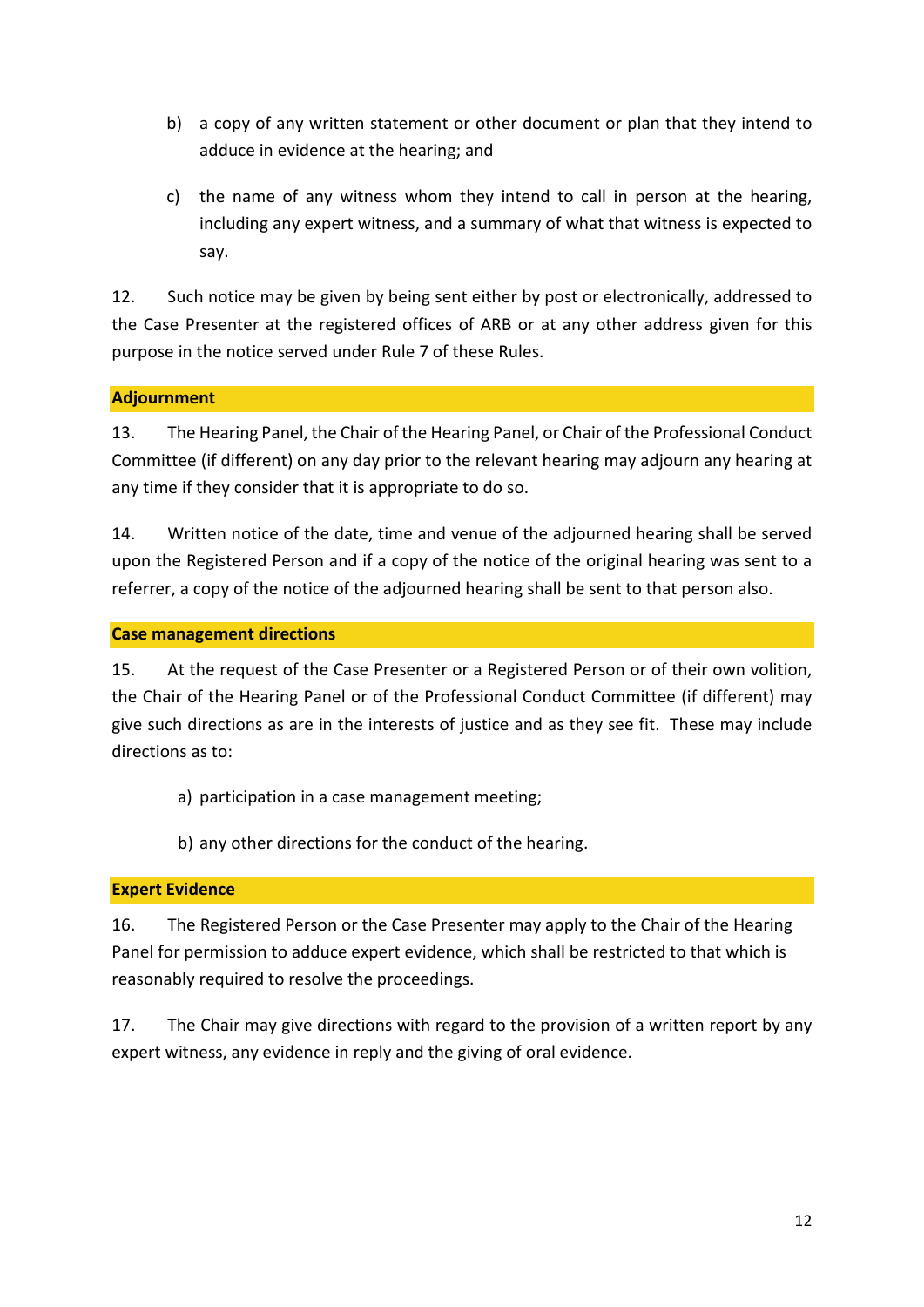b) a copy of any written statement or other document or plan that they intend to adduce in evidence at the hearing; and

c) the name of any witness whom they intend to call in person at the hearing, including any expert witness, and a summary of what that witness is expected to say.

12. Such notice may be given by being sent either by post or electronically, addressed to the Case Presenter at the registered offices of ARB or at any other address given for this purpose in the notice served under Rule 7 of these Rules.

### Adjournment

13. The Hearing Panel, the Chair of the Hearing Panel, or Chair of the Professional Conduct Committee (if different) on any day prior to the relevant hearing may adjourn any hearing at any time if they consider that it is appropriate to do so.

14. Written notice of the date, time and venue of the adjourned hearing shall be served upon the Registered Person and if a copy of the notice of the original hearing was sent to a referrer, a copy of the notice of the adjourned hearing shall be sent to that person also.

### Case management directions

15. At the request of the Case Presenter or a Registered Person or of their own volition, the Chair of the Hearing Panel or of the Professional Conduct Committee (if different) may give such directions as are in the interests of justice and as they see fit. These may include directions as to:

a) participation in a case management meeting;

b) any other directions for the conduct of the hearing.

### Expert Evidence

16. The Registered Person or the Case Presenter may apply to the Chair of the Hearing Panel for permission to adduce expert evidence, which shall be restricted to that which is reasonably required to resolve the proceedings.

17. The Chair may give directions with regard to the provision of a written report by any expert witness, any evidence in reply and the giving of oral evidence.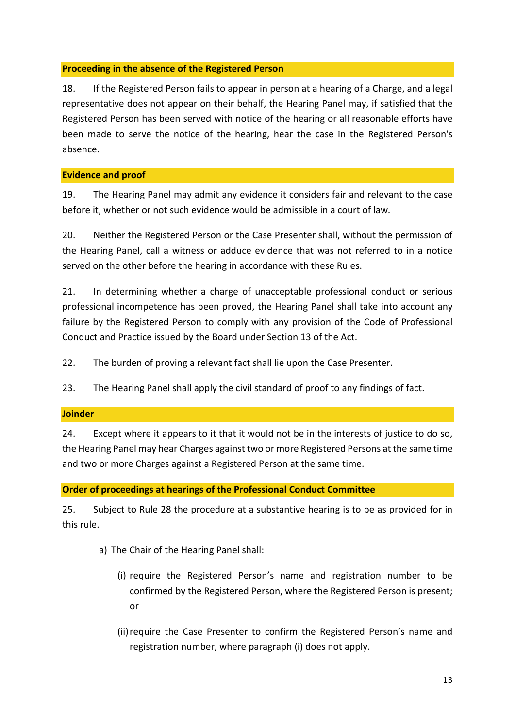### Proceeding in the absence of the Registered Person

18. If the Registered Person fails to appear in person at a hearing of a Charge, and a legal representative does not appear on their behalf, the Hearing Panel may, if satisfied that the Registered Person has been served with notice of the hearing or all reasonable efforts have been made to serve the notice of the hearing, hear the case in the Registered Person's absence.

### Evidence and proof

19. The Hearing Panel may admit any evidence it considers fair and relevant to the case before it, whether or not such evidence would be admissible in a court of law.

20. Neither the Registered Person or the Case Presenter shall, without the permission of the Hearing Panel, call a witness or adduce evidence that was not referred to in a notice served on the other before the hearing in accordance with these Rules.

21. In determining whether a charge of unacceptable professional conduct or serious professional incompetence has been proved, the Hearing Panel shall take into account any failure by the Registered Person to comply with any provision of the Code of Professional Conduct and Practice issued by the Board under Section 13 of the Act.

22. The burden of proving a relevant fact shall lie upon the Case Presenter.

23. The Hearing Panel shall apply the civil standard of proof to any findings of fact.

### Joinder

24. Except where it appears to it that it would not be in the interests of justice to do so, the Hearing Panel may hear Charges against two or more Registered Persons at the same time and two or more Charges against a Registered Person at the same time.

### Order of proceedings at hearings of the Professional Conduct Committee

25. Subject to Rule 28 the procedure at a substantive hearing is to be as provided for in this rule.

a) The Chair of the Hearing Panel shall:

   (i) require the Registered Person’s name and registration number to be confirmed by the Registered Person, where the Registered Person is present; or

   (ii) require the Case Presenter to confirm the Registered Person’s name and registration number, where paragraph (i) does not apply.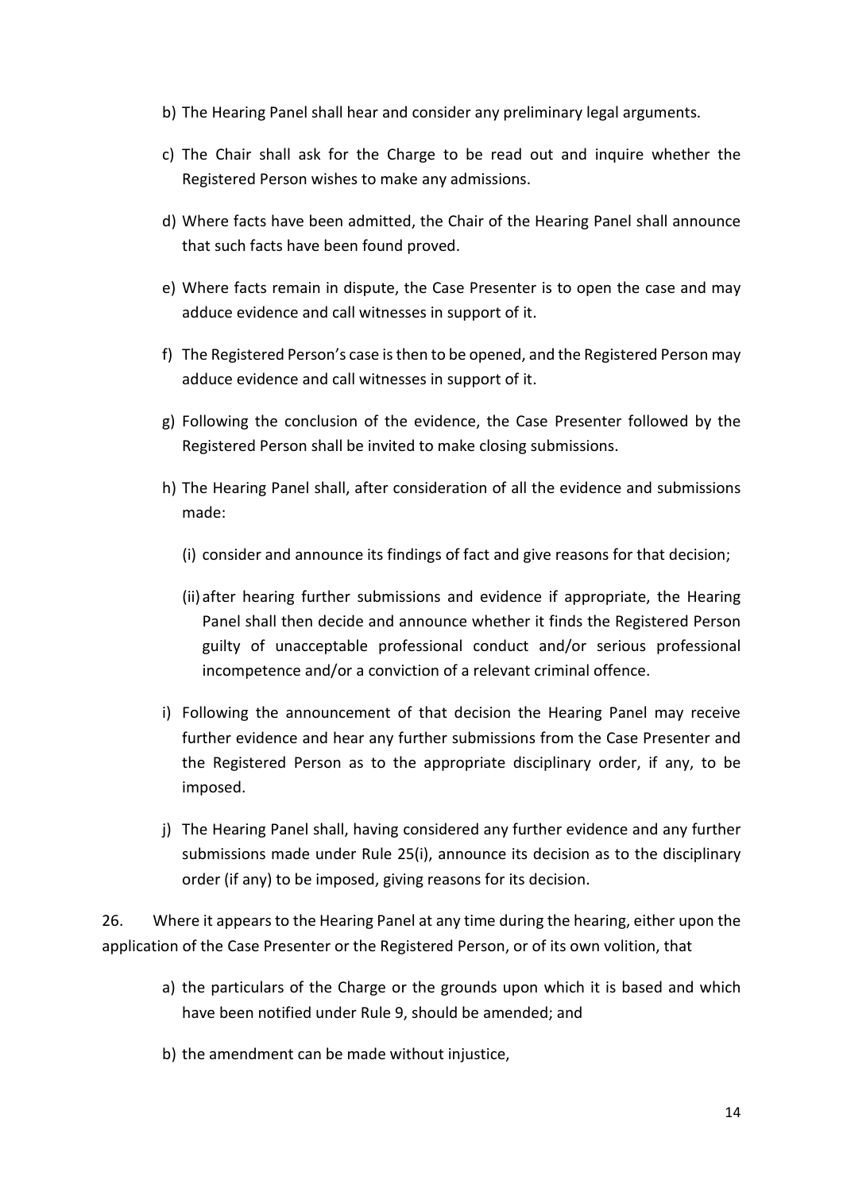b) The Hearing Panel shall hear and consider any preliminary legal arguments.

c) The Chair shall ask for the Charge to be read out and inquire whether the Registered Person wishes to make any admissions.

d) Where facts have been admitted, the Chair of the Hearing Panel shall announce that such facts have been found proved.

e) Where facts remain in dispute, the Case Presenter is to open the case and may adduce evidence and call witnesses in support of it.

f) The Registered Person's case is then to be opened, and the Registered Person may adduce evidence and call witnesses in support of it.

g) Following the conclusion of the evidence, the Case Presenter followed by the Registered Person shall be invited to make closing submissions.

h) The Hearing Panel shall, after consideration of all the evidence and submissions made:

   (i) consider and announce its findings of fact and give reasons for that decision;

   (ii) after hearing further submissions and evidence if appropriate, the Hearing Panel shall then decide and announce whether it finds the Registered Person guilty of unacceptable professional conduct and/or serious professional incompetence and/or a conviction of a relevant criminal offence.

i) Following the announcement of that decision the Hearing Panel may receive further evidence and hear any further submissions from the Case Presenter and the Registered Person as to the appropriate disciplinary order, if any, to be imposed.

j) The Hearing Panel shall, having considered any further evidence and any further submissions made under Rule 25(i), announce its decision as to the disciplinary order (if any) to be imposed, giving reasons for its decision.

26. Where it appears to the Hearing Panel at any time during the hearing, either upon the application of the Case Presenter or the Registered Person, or of its own volition, that

a) the particulars of the Charge or the grounds upon which it is based and which have been notified under Rule 9, should be amended; and

b) the amendment can be made without injustice,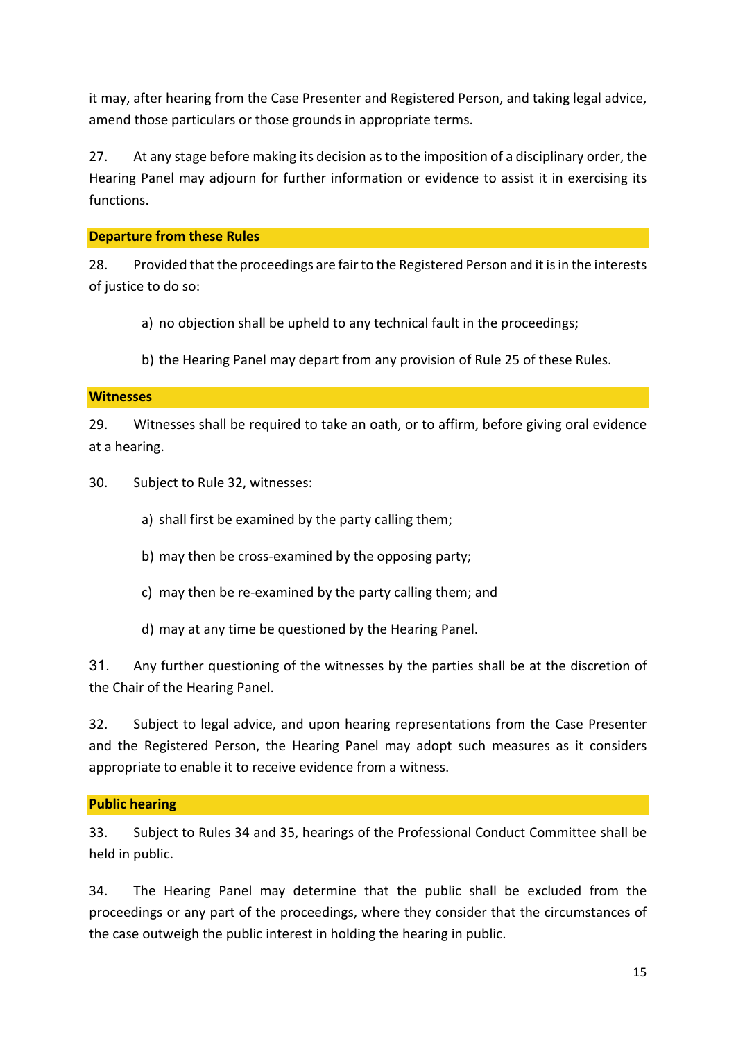it may, after hearing from the Case Presenter and Registered Person, and taking legal advice, amend those particulars or those grounds in appropriate terms.

27. At any stage before making its decision as to the imposition of a disciplinary order, the Hearing Panel may adjourn for further information or evidence to assist it in exercising its functions.

**Departure from these Rules**

28. Provided that the proceedings are fair to the Registered Person and it is in the interests of justice to do so:

a) no objection shall be upheld to any technical fault in the proceedings;

b) the Hearing Panel may depart from any provision of Rule 25 of these Rules.

**Witnesses**

29. Witnesses shall be required to take an oath, or to affirm, before giving oral evidence at a hearing.

30. Subject to Rule 32, witnesses:

a) shall first be examined by the party calling them;

b) may then be cross-examined by the opposing party;

c) may then be re-examined by the party calling them; and

d) may at any time be questioned by the Hearing Panel.

31. Any further questioning of the witnesses by the parties shall be at the discretion of the Chair of the Hearing Panel.

32. Subject to legal advice, and upon hearing representations from the Case Presenter and the Registered Person, the Hearing Panel may adopt such measures as it considers appropriate to enable it to receive evidence from a witness.

**Public hearing**

33. Subject to Rules 34 and 35, hearings of the Professional Conduct Committee shall be held in public.

34. The Hearing Panel may determine that the public shall be excluded from the proceedings or any part of the proceedings, where they consider that the circumstances of the case outweigh the public interest in holding the hearing in public.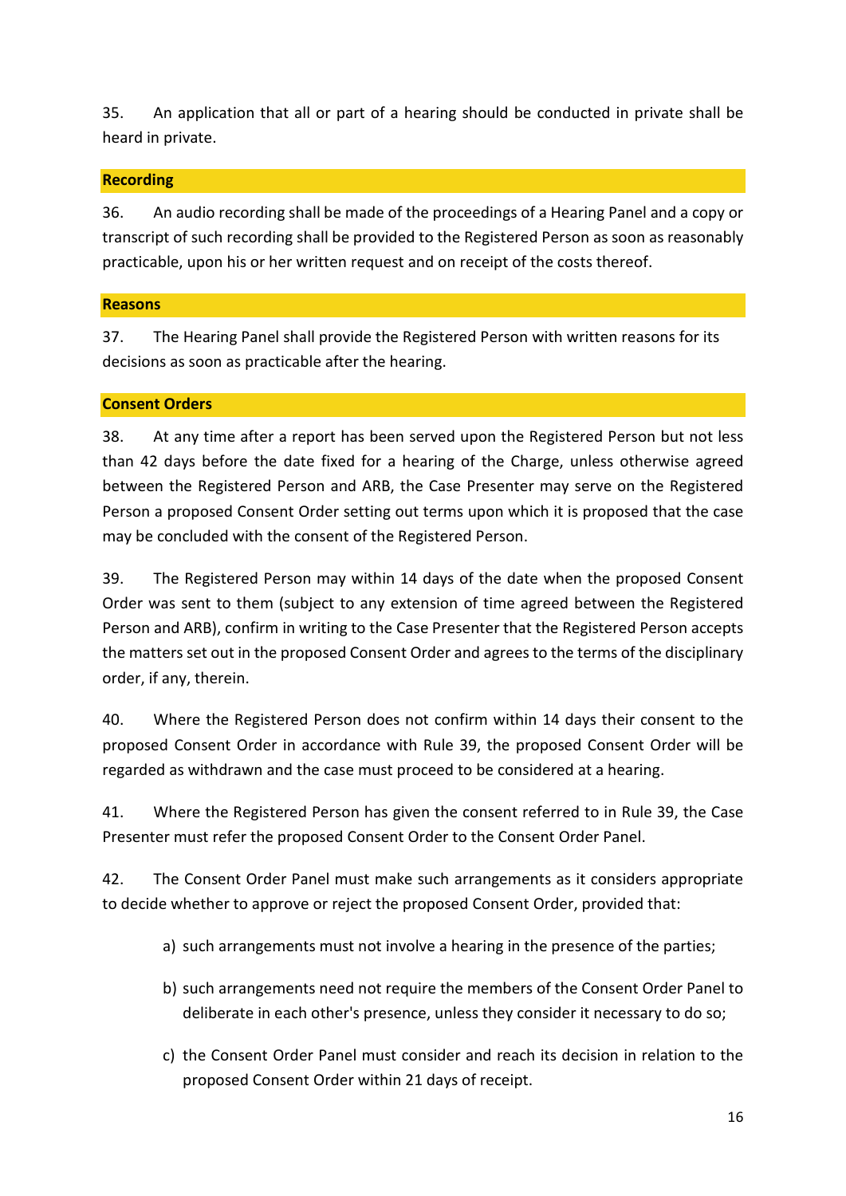35. An application that all or part of a hearing should be conducted in private shall be heard in private.

## Recording

36. An audio recording shall be made of the proceedings of a Hearing Panel and a copy or transcript of such recording shall be provided to the Registered Person as soon as reasonably practicable, upon his or her written request and on receipt of the costs thereof.

## Reasons

37. The Hearing Panel shall provide the Registered Person with written reasons for its decisions as soon as practicable after the hearing.

## Consent Orders

38. At any time after a report has been served upon the Registered Person but not less than 42 days before the date fixed for a hearing of the Charge, unless otherwise agreed between the Registered Person and ARB, the Case Presenter may serve on the Registered Person a proposed Consent Order setting out terms upon which it is proposed that the case may be concluded with the consent of the Registered Person.

39. The Registered Person may within 14 days of the date when the proposed Consent Order was sent to them (subject to any extension of time agreed between the Registered Person and ARB), confirm in writing to the Case Presenter that the Registered Person accepts the matters set out in the proposed Consent Order and agrees to the terms of the disciplinary order, if any, therein.

40. Where the Registered Person does not confirm within 14 days their consent to the proposed Consent Order in accordance with Rule 39, the proposed Consent Order will be regarded as withdrawn and the case must proceed to be considered at a hearing.

41. Where the Registered Person has given the consent referred to in Rule 39, the Case Presenter must refer the proposed Consent Order to the Consent Order Panel.

42. The Consent Order Panel must make such arrangements as it considers appropriate to decide whether to approve or reject the proposed Consent Order, provided that:

a) such arrangements must not involve a hearing in the presence of the parties;

b) such arrangements need not require the members of the Consent Order Panel to deliberate in each other's presence, unless they consider it necessary to do so;

c) the Consent Order Panel must consider and reach its decision in relation to the proposed Consent Order within 21 days of receipt.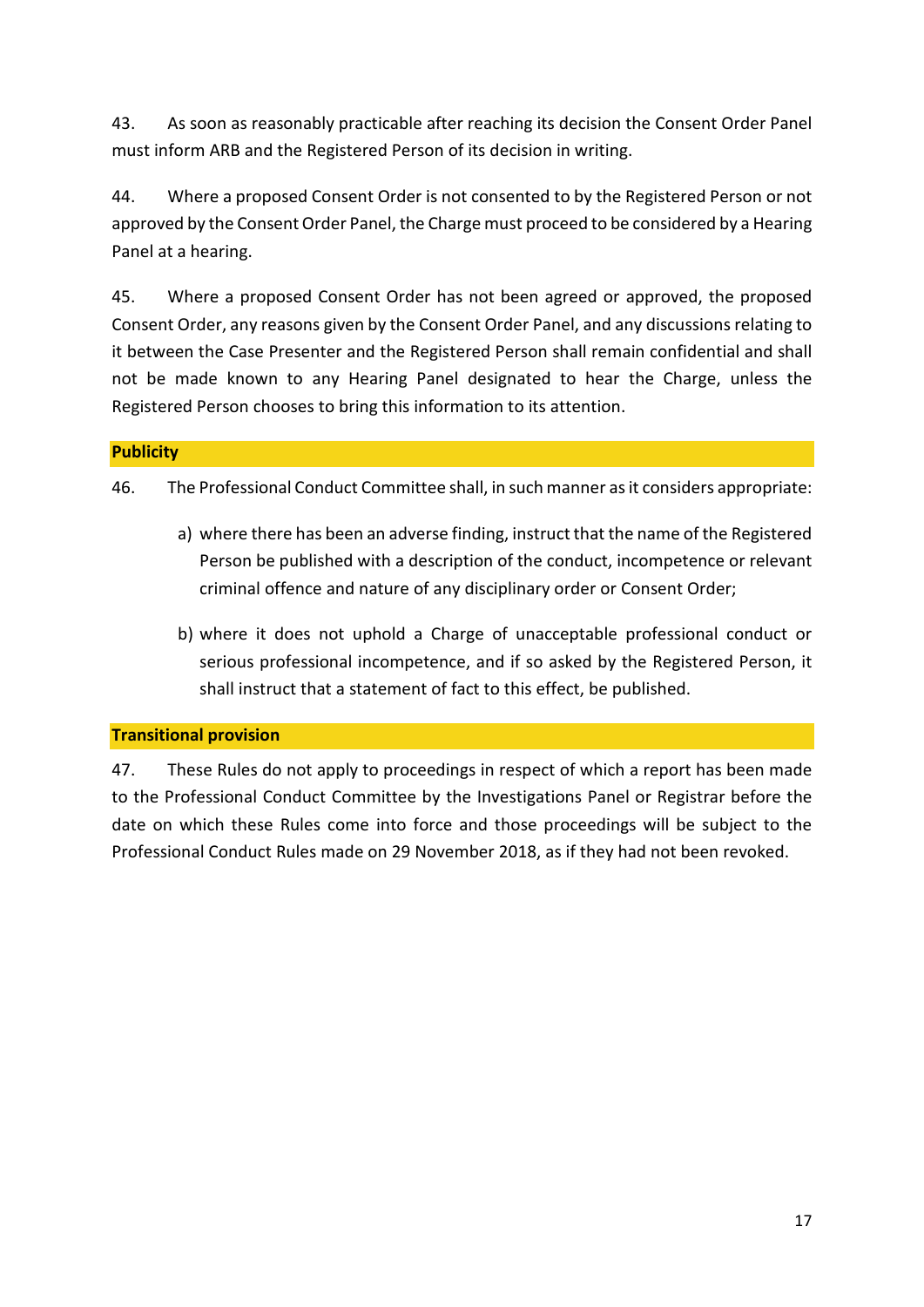43. As soon as reasonably practicable after reaching its decision the Consent Order Panel must inform ARB and the Registered Person of its decision in writing.

44. Where a proposed Consent Order is not consented to by the Registered Person or not approved by the Consent Order Panel, the Charge must proceed to be considered by a Hearing Panel at a hearing.

45. Where a proposed Consent Order has not been agreed or approved, the proposed Consent Order, any reasons given by the Consent Order Panel, and any discussions relating to it between the Case Presenter and the Registered Person shall remain confidential and shall not be made known to any Hearing Panel designated to hear the Charge, unless the Registered Person chooses to bring this information to its attention.

## Publicity

46. The Professional Conduct Committee shall, in such manner as it considers appropriate:

a) where there has been an adverse finding, instruct that the name of the Registered Person be published with a description of the conduct, incompetence or relevant criminal offence and nature of any disciplinary order or Consent Order;

b) where it does not uphold a Charge of unacceptable professional conduct or serious professional incompetence, and if so asked by the Registered Person, it shall instruct that a statement of fact to this effect, be published.

## Transitional provision

47. These Rules do not apply to proceedings in respect of which a report has been made to the Professional Conduct Committee by the Investigations Panel or Registrar before the date on which these Rules come into force and those proceedings will be subject to the Professional Conduct Rules made on 29 November 2018, as if they had not been revoked.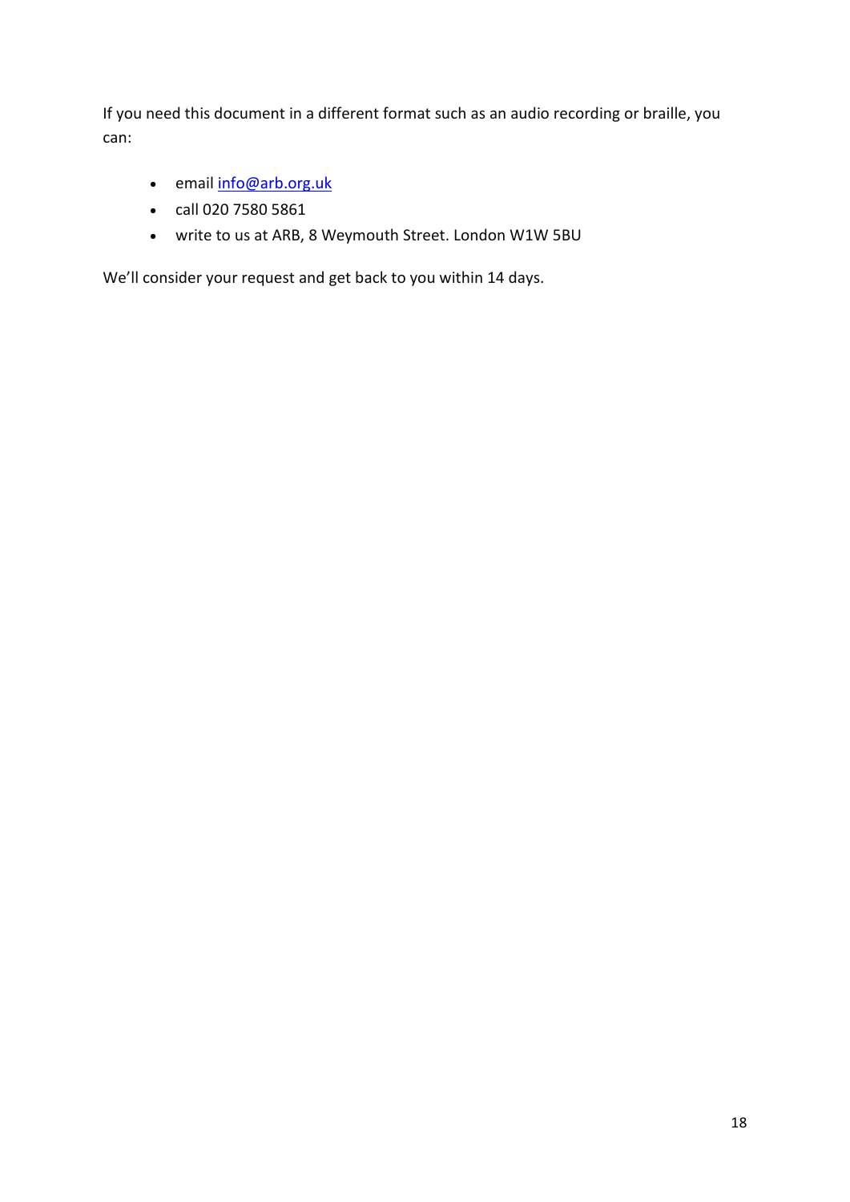If you need this document in a different format such as an audio recording or braille, you can:

- email [info@arb.org.uk](mailto:info@arb.org.uk)
- call 020 7580 5861
- write to us at ARB, 8 Weymouth Street. London W1W 5BU

We'll consider your request and get back to you within 14 days.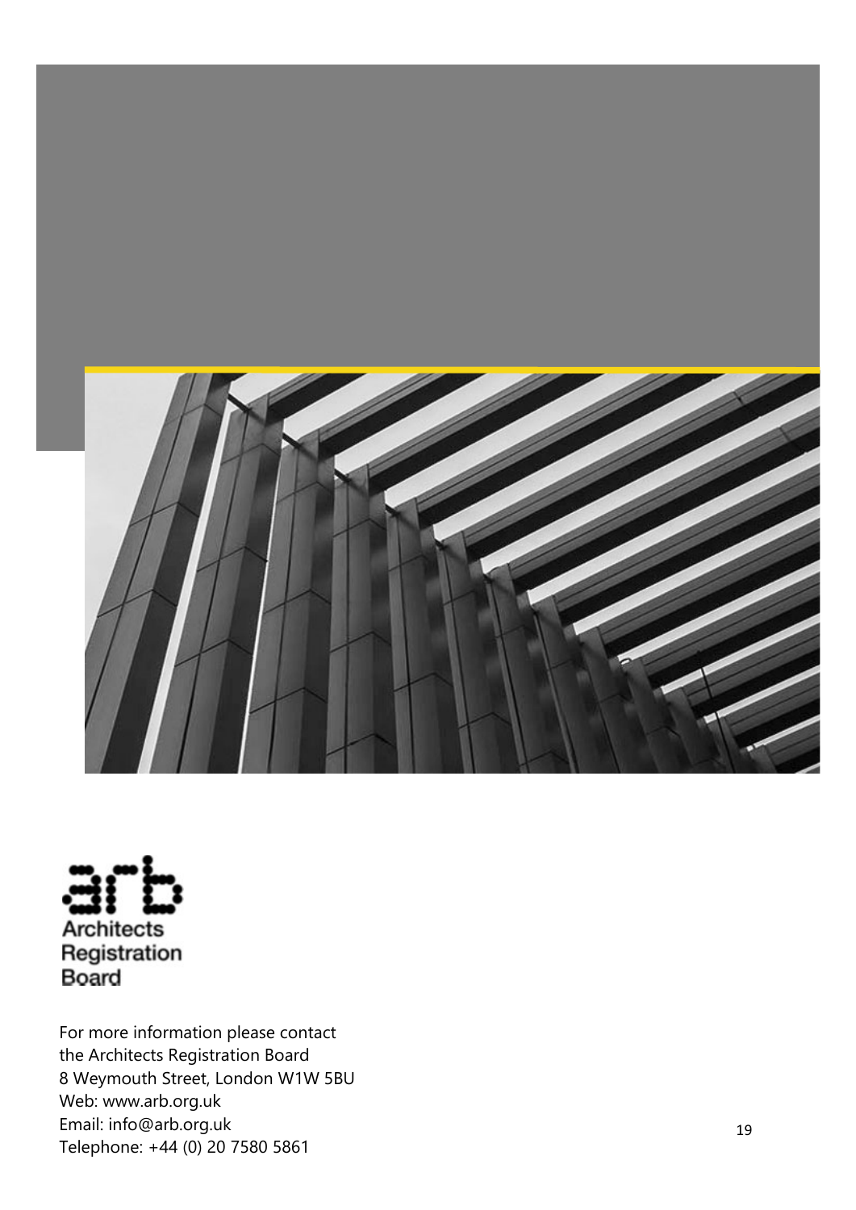Architects Registration Board

For more information please contact the Architects Registration Board
8 Weymouth Street, London W1W 5BU
Web: www.arb.org.uk
Email: info@arb.org.uk
Telephone: +44 (0) 20 7580 5861